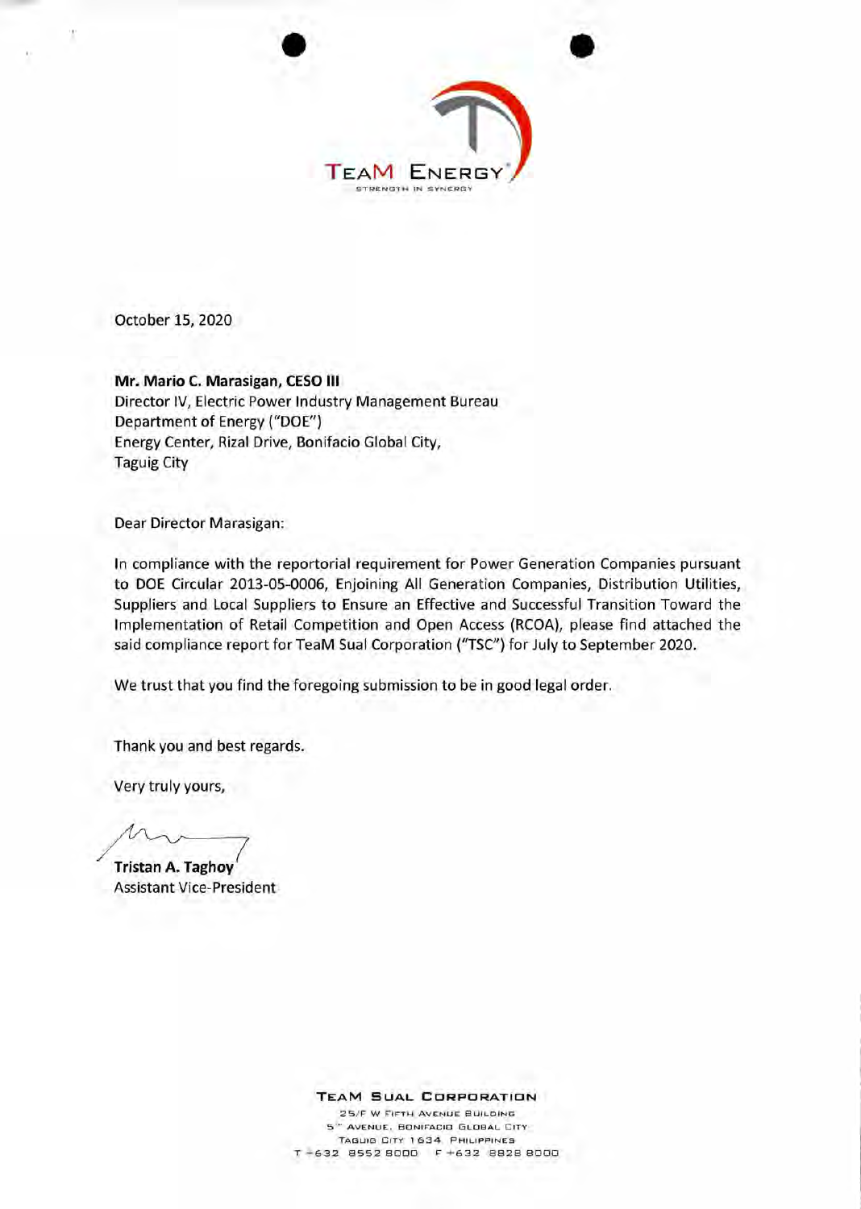TeaM Energy

STRENGTH IN SYNERGY

October 15, 2020

**Mr. Mario C. Marasigan, CESO III**
Director IV, Electric Power Industry Management Bureau
Department of Energy ("DOE")
Energy Center, Rizal Drive, Bonifacio Global City,
Taguig City

Dear Director Marasigan:

In compliance with the reportorial requirement for Power Generation Companies pursuant to DOE Circular 2013-05-0006, Enjoining All Generation Companies, Distribution Utilities, Suppliers and Local Suppliers to Ensure an Effective and Successful Transition Toward the Implementation of Retail Competition and Open Access (RCOA), please find attached the said compliance report for TeaM Sual Corporation ("TSC") for July to September 2020.

We trust that you find the foregoing submission to be in good legal order.

Thank you and best regards.

Very truly yours,

**Tristan A. Taghoy**
Assistant Vice-President

TEAM SUAL CORPORATION
25/F W Fifth Avenue Building
5th Avenue, Bonifacio Global City
Taguig City 1634 Philippines
T +632 8552 8000 F +632 8828 8000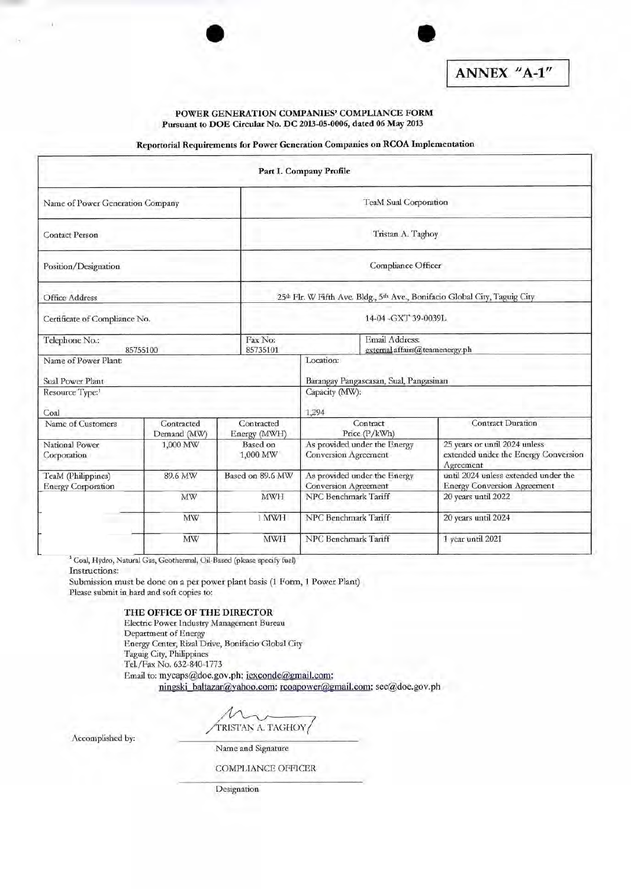**ANNEX "A-1"**

**POWER GENERATION COMPANIES' COMPLIANCE FORM**
**Pursuant to DOE Circular No. DC 2013-05-0006, dated 06 May 2013**

**Reportorial Requirements for Power Generation Companies on RCOA Implementation**

| **Part I. Company Profile** | | | | |
|---|---|---|---|---|
| Name of Power Generation Company | | TeaM Sual Corporation | | |
| Contact Person | | Tristan A. Taghoy | | |
| Position/Designation | | Compliance Officer | | |
| Office Address | | 25th Flr. W Fifth Ave. Bldg., 5th Ave., Bonifacio Global City, Taguig City | | |
| Certificate of Compliance No. | | 14-04 -GXT 39-0039L | | |
| Telephone No.: 85755100 | | Fax No: 85735101 | Email Address: external.affairs@teamenergy.ph | |
| Name of Power Plant: Sual Power Plant | | | Location: Barangay Pangascasan, Sual, Pangasinan | |
| Resource Type:[1] Coal | | | Capacity (MW): 1,294 | |
| Name of Customers | Contracted Demand (MW) | Contracted Energy (MWH) | Contract Price (P/kWh) | Contract Duration |
| National Power Corporation | 1,000 MW | Based on 1,000 MW | As provided under the Energy Conversion Agreement | 25 years or until 2024 unless extended under the Energy Conversion Agreement |
| TeaM (Philippines) Energy Corporation | 89.6 MW | Based on 89.6 MW | As provided under the Energy Conversion Agreement | until 2024 unless extended under the Energy Conversion Agreement |
| | MW | MWH | NPC Benchmark Tariff | 20 years until 2022 |
| | MW | 1 MWH | NPC Benchmark Tariff | 20 years until 2024 |
| | MW | MWH | NPC Benchmark Tariff | 1 year until 2021 |

[1] Coal, Hydro, Natural Gas, Geothermal, Oil-Based (please specify fuel)

Instructions:

Submission must be done on a per power plant basis (1 Form, 1 Power Plant)
Please submit in hard and soft copies to:

**THE OFFICE OF THE DIRECTOR**
Electric Power Industry Management Bureau
Department of Energy
Energy Center, Rizal Drive, Bonifacio Global City
Taguig City, Philippines
Tel./Fax No. 632-840-1773
Email to: mycaps@doe.gov.ph; iexconde@gmail.com; ningski_baltazar@yahoo.com; rcoapower@gmail.com; sec@doe.gov.ph

Accomplished by:

TRISTAN A. TAGHOY
Name and Signature

COMPLIANCE OFFICER
Designation